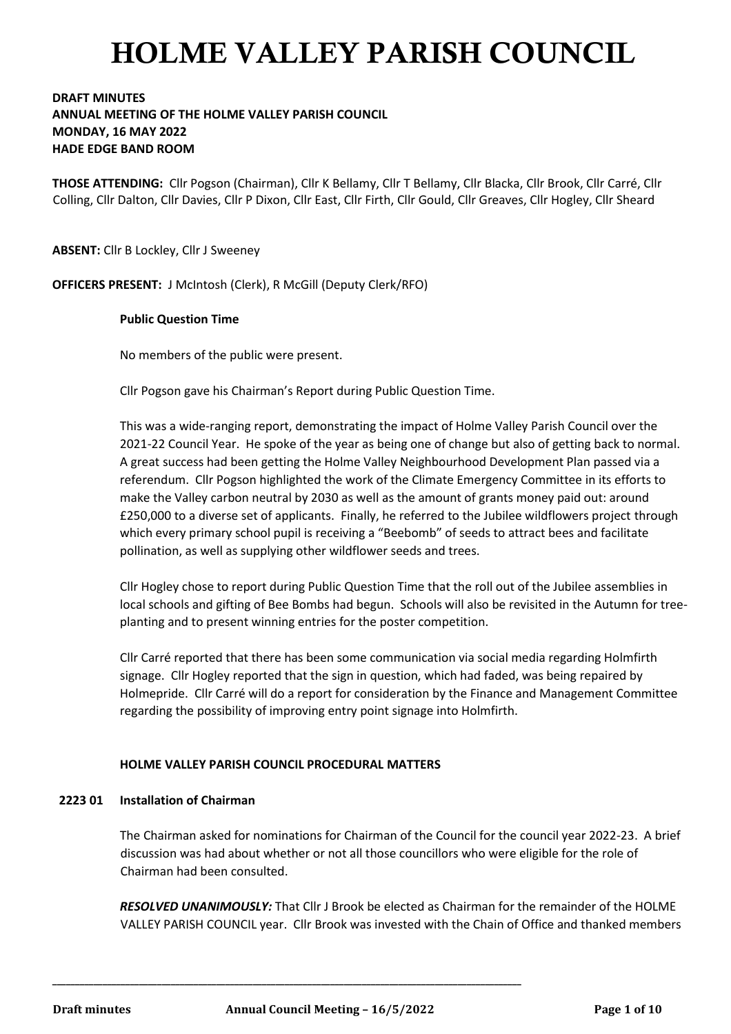# HOLME VALLEY PARISH COUNCIL

**DRAFT MINUTES**
**ANNUAL MEETING OF THE HOLME VALLEY PARISH COUNCIL**
**MONDAY, 16 MAY 2022**
**HADE EDGE BAND ROOM**

**THOSE ATTENDING:** Cllr Pogson (Chairman), Cllr K Bellamy, Cllr T Bellamy, Cllr Blacka, Cllr Brook, Cllr Carré, Cllr Colling, Cllr Dalton, Cllr Davies, Cllr P Dixon, Cllr East, Cllr Firth, Cllr Gould, Cllr Greaves, Cllr Hogley, Cllr Sheard

**ABSENT:** Cllr B Lockley, Cllr J Sweeney

**OFFICERS PRESENT:** J McIntosh (Clerk), R McGill (Deputy Clerk/RFO)

**Public Question Time**

No members of the public were present.

Cllr Pogson gave his Chairman's Report during Public Question Time.

This was a wide-ranging report, demonstrating the impact of Holme Valley Parish Council over the 2021-22 Council Year. He spoke of the year as being one of change but also of getting back to normal. A great success had been getting the Holme Valley Neighbourhood Development Plan passed via a referendum. Cllr Pogson highlighted the work of the Climate Emergency Committee in its efforts to make the Valley carbon neutral by 2030 as well as the amount of grants money paid out: around £250,000 to a diverse set of applicants. Finally, he referred to the Jubilee wildflowers project through which every primary school pupil is receiving a "Beebomb" of seeds to attract bees and facilitate pollination, as well as supplying other wildflower seeds and trees.

Cllr Hogley chose to report during Public Question Time that the roll out of the Jubilee assemblies in local schools and gifting of Bee Bombs had begun. Schools will also be revisited in the Autumn for tree-planting and to present winning entries for the poster competition.

Cllr Carré reported that there has been some communication via social media regarding Holmfirth signage. Cllr Hogley reported that the sign in question, which had faded, was being repaired by Holmepride. Cllr Carré will do a report for consideration by the Finance and Management Committee regarding the possibility of improving entry point signage into Holmfirth.

**HOLME VALLEY PARISH COUNCIL PROCEDURAL MATTERS**

**2223 01 Installation of Chairman**

The Chairman asked for nominations for Chairman of the Council for the council year 2022-23. A brief discussion was had about whether or not all those councillors who were eligible for the role of Chairman had been consulted.

***RESOLVED UNANIMOUSLY:*** That Cllr J Brook be elected as Chairman for the remainder of the HOLME VALLEY PARISH COUNCIL year. Cllr Brook was invested with the Chain of Office and thanked members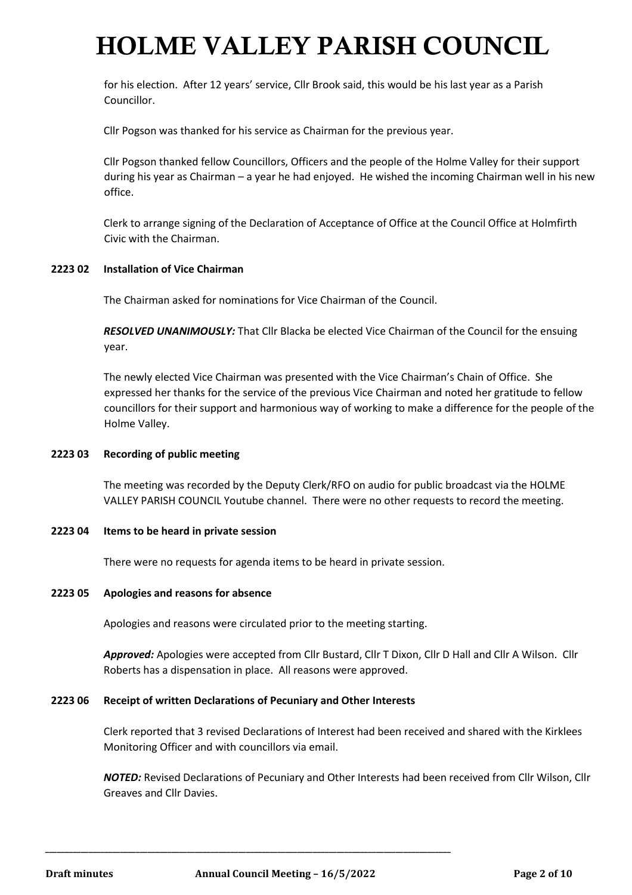for his election. After 12 years' service, Cllr Brook said, this would be his last year as a Parish Councillor.

Cllr Pogson was thanked for his service as Chairman for the previous year.

Cllr Pogson thanked fellow Councillors, Officers and the people of the Holme Valley for their support during his year as Chairman – a year he had enjoyed. He wished the incoming Chairman well in his new office.

Clerk to arrange signing of the Declaration of Acceptance of Office at the Council Office at Holmfirth Civic with the Chairman.

**2223 02 Installation of Vice Chairman**

The Chairman asked for nominations for Vice Chairman of the Council.

***RESOLVED UNANIMOUSLY:*** That Cllr Blacka be elected Vice Chairman of the Council for the ensuing year.

The newly elected Vice Chairman was presented with the Vice Chairman's Chain of Office. She expressed her thanks for the service of the previous Vice Chairman and noted her gratitude to fellow councillors for their support and harmonious way of working to make a difference for the people of the Holme Valley.

**2223 03 Recording of public meeting**

The meeting was recorded by the Deputy Clerk/RFO on audio for public broadcast via the HOLME VALLEY PARISH COUNCIL Youtube channel. There were no other requests to record the meeting.

**2223 04 Items to be heard in private session**

There were no requests for agenda items to be heard in private session.

**2223 05 Apologies and reasons for absence**

Apologies and reasons were circulated prior to the meeting starting.

***Approved:*** Apologies were accepted from Cllr Bustard, Cllr T Dixon, Cllr D Hall and Cllr A Wilson. Cllr Roberts has a dispensation in place. All reasons were approved.

**2223 06 Receipt of written Declarations of Pecuniary and Other Interests**

Clerk reported that 3 revised Declarations of Interest had been received and shared with the Kirklees Monitoring Officer and with councillors via email.

***NOTED:*** Revised Declarations of Pecuniary and Other Interests had been received from Cllr Wilson, Cllr Greaves and Cllr Davies.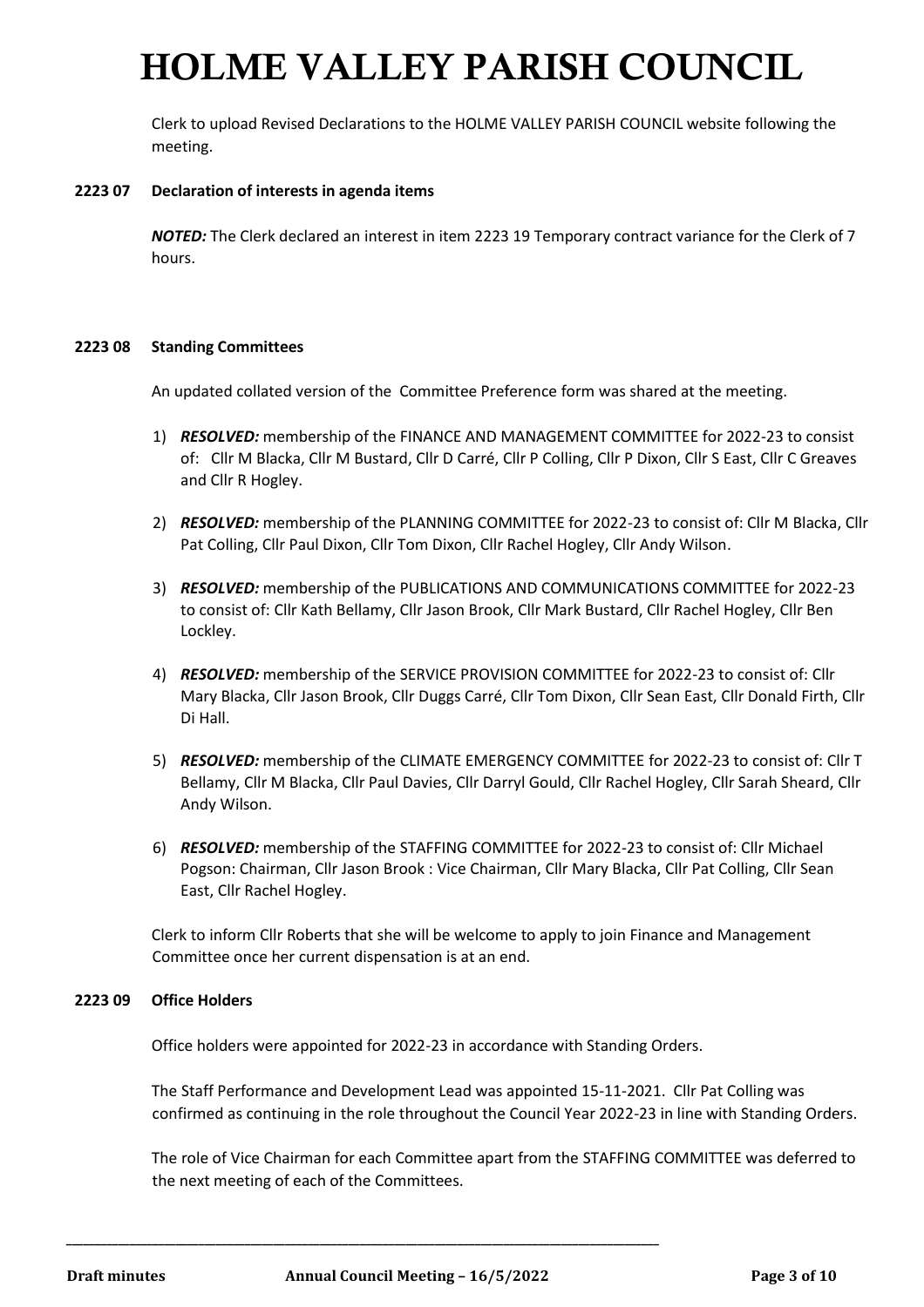Clerk to upload Revised Declarations to the HOLME VALLEY PARISH COUNCIL website following the meeting.

**2223 07 Declaration of interests in agenda items**

***NOTED:*** The Clerk declared an interest in item 2223 19 Temporary contract variance for the Clerk of 7 hours.

**2223 08 Standing Committees**

An updated collated version of the Committee Preference form was shared at the meeting.

1) ***RESOLVED:*** membership of the FINANCE AND MANAGEMENT COMMITTEE for 2022-23 to consist of: Cllr M Blacka, Cllr M Bustard, Cllr D Carré, Cllr P Colling, Cllr P Dixon, Cllr S East, Cllr C Greaves and Cllr R Hogley.
2) ***RESOLVED:*** membership of the PLANNING COMMITTEE for 2022-23 to consist of: Cllr M Blacka, Cllr Pat Colling, Cllr Paul Dixon, Cllr Tom Dixon, Cllr Rachel Hogley, Cllr Andy Wilson.
3) ***RESOLVED:*** membership of the PUBLICATIONS AND COMMUNICATIONS COMMITTEE for 2022-23 to consist of: Cllr Kath Bellamy, Cllr Jason Brook, Cllr Mark Bustard, Cllr Rachel Hogley, Cllr Ben Lockley.
4) ***RESOLVED:*** membership of the SERVICE PROVISION COMMITTEE for 2022-23 to consist of: Cllr Mary Blacka, Cllr Jason Brook, Cllr Duggs Carré, Cllr Tom Dixon, Cllr Sean East, Cllr Donald Firth, Cllr Di Hall.
5) ***RESOLVED:*** membership of the CLIMATE EMERGENCY COMMITTEE for 2022-23 to consist of: Cllr T Bellamy, Cllr M Blacka, Cllr Paul Davies, Cllr Darryl Gould, Cllr Rachel Hogley, Cllr Sarah Sheard, Cllr Andy Wilson.
6) ***RESOLVED:*** membership of the STAFFING COMMITTEE for 2022-23 to consist of: Cllr Michael Pogson: Chairman, Cllr Jason Brook : Vice Chairman, Cllr Mary Blacka, Cllr Pat Colling, Cllr Sean East, Cllr Rachel Hogley.

Clerk to inform Cllr Roberts that she will be welcome to apply to join Finance and Management Committee once her current dispensation is at an end.

**2223 09 Office Holders**

Office holders were appointed for 2022-23 in accordance with Standing Orders.

The Staff Performance and Development Lead was appointed 15-11-2021. Cllr Pat Colling was confirmed as continuing in the role throughout the Council Year 2022-23 in line with Standing Orders.

The role of Vice Chairman for each Committee apart from the STAFFING COMMITTEE was deferred to the next meeting of each of the Committees.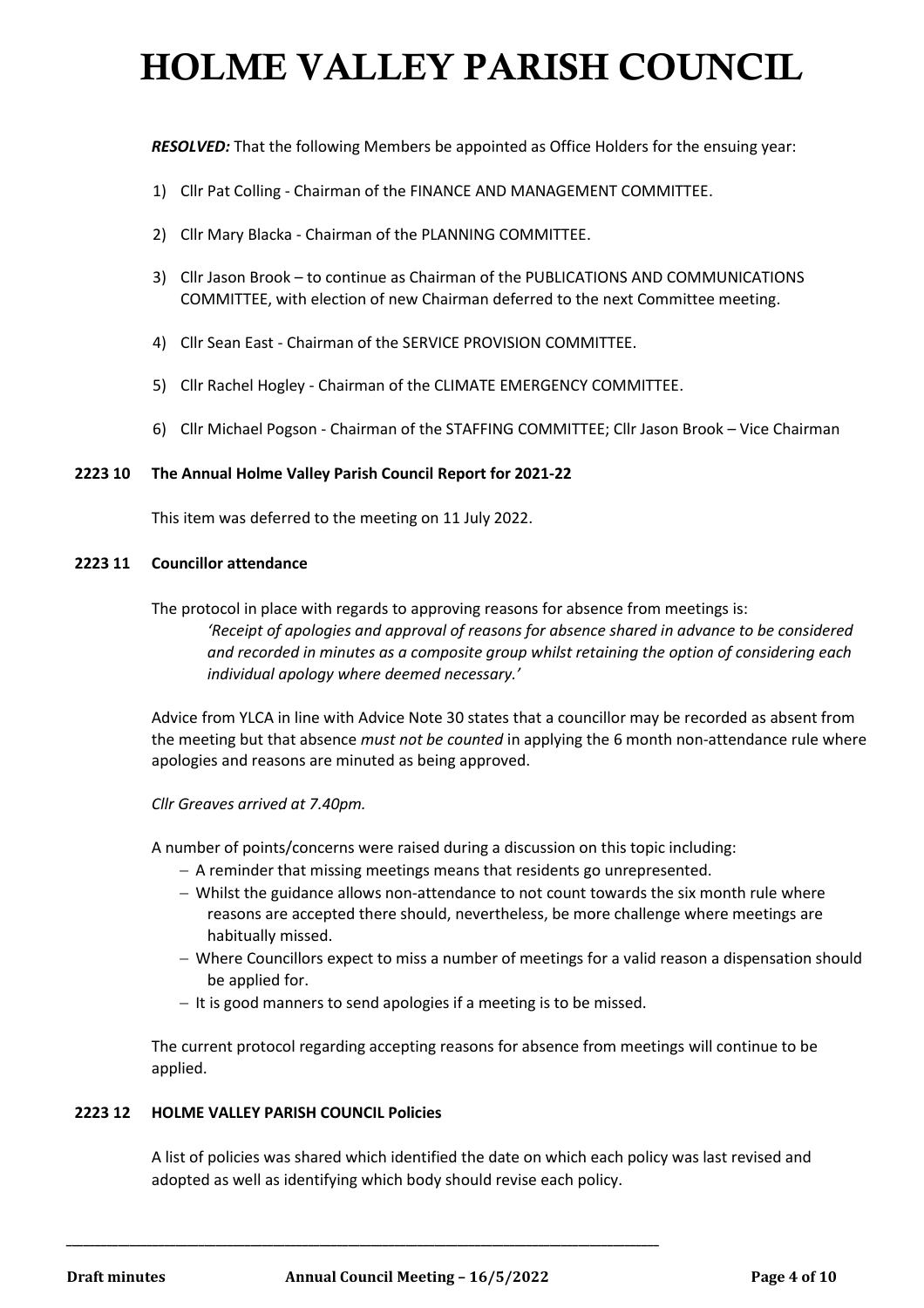***RESOLVED:*** That the following Members be appointed as Office Holders for the ensuing year:

1) Cllr Pat Colling - Chairman of the FINANCE AND MANAGEMENT COMMITTEE.

2) Cllr Mary Blacka - Chairman of the PLANNING COMMITTEE.

3) Cllr Jason Brook – to continue as Chairman of the PUBLICATIONS AND COMMUNICATIONS COMMITTEE, with election of new Chairman deferred to the next Committee meeting.

4) Cllr Sean East - Chairman of the SERVICE PROVISION COMMITTEE.

5) Cllr Rachel Hogley - Chairman of the CLIMATE EMERGENCY COMMITTEE.

6) Cllr Michael Pogson - Chairman of the STAFFING COMMITTEE; Cllr Jason Brook – Vice Chairman

**2223 10 The Annual Holme Valley Parish Council Report for 2021-22**

This item was deferred to the meeting on 11 July 2022.

**2223 11 Councillor attendance**

The protocol in place with regards to approving reasons for absence from meetings is:

> *'Receipt of apologies and approval of reasons for absence shared in advance to be considered and recorded in minutes as a composite group whilst retaining the option of considering each individual apology where deemed necessary.'*

Advice from YLCA in line with Advice Note 30 states that a councillor may be recorded as absent from the meeting but that absence *must not be counted* in applying the 6 month non-attendance rule where apologies and reasons are minuted as being approved.

*Cllr Greaves arrived at 7.40pm.*

A number of points/concerns were raised during a discussion on this topic including:

- A reminder that missing meetings means that residents go unrepresented.
- Whilst the guidance allows non-attendance to not count towards the six month rule where reasons are accepted there should, nevertheless, be more challenge where meetings are habitually missed.
- Where Councillors expect to miss a number of meetings for a valid reason a dispensation should be applied for.
- It is good manners to send apologies if a meeting is to be missed.

The current protocol regarding accepting reasons for absence from meetings will continue to be applied.

**2223 12 HOLME VALLEY PARISH COUNCIL Policies**

A list of policies was shared which identified the date on which each policy was last revised and adopted as well as identifying which body should revise each policy.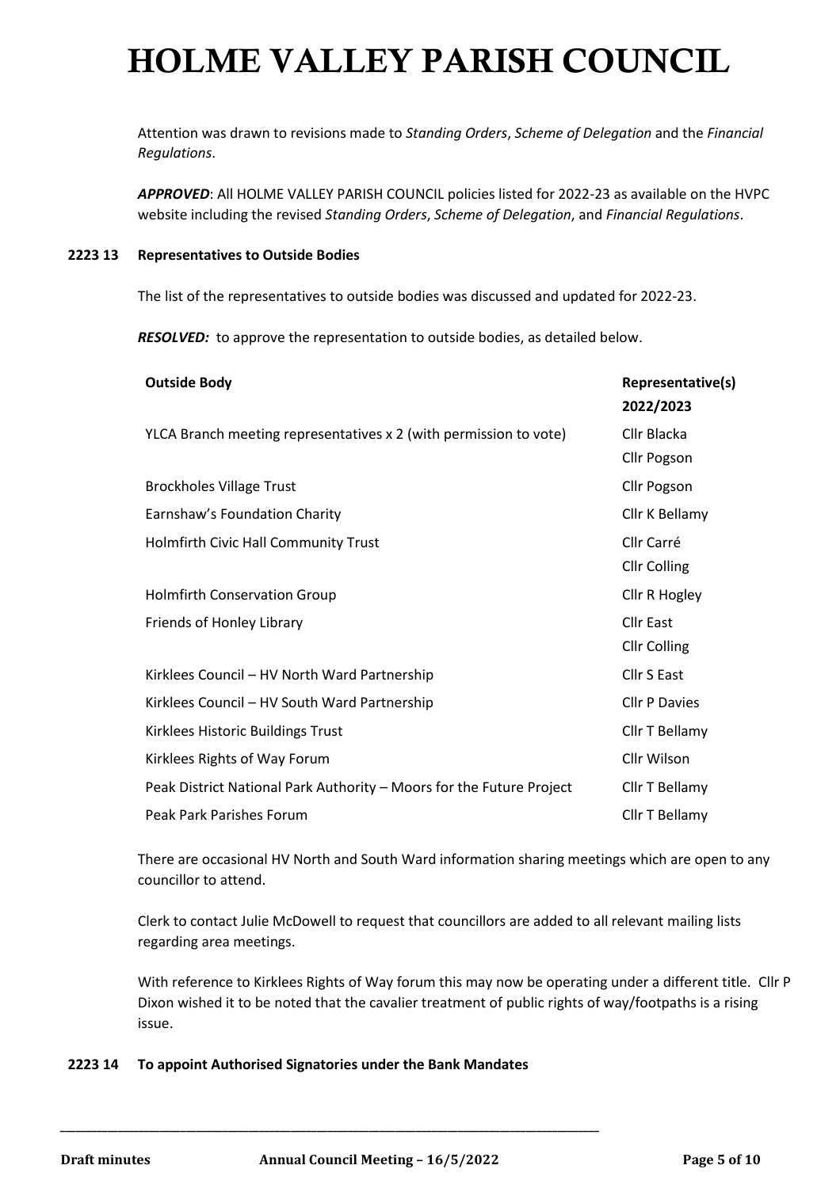# HOLME VALLEY PARISH COUNCIL

Attention was drawn to revisions made to *Standing Orders*, *Scheme of Delegation* and the *Financial Regulations*.

***APPROVED***: All HOLME VALLEY PARISH COUNCIL policies listed for 2022-23 as available on the HVPC website including the revised *Standing Orders*, *Scheme of Delegation*, and *Financial Regulations*.

### 2223 13 Representatives to Outside Bodies

The list of the representatives to outside bodies was discussed and updated for 2022-23.

***RESOLVED:*** to approve the representation to outside bodies, as detailed below.

| Outside Body | Representative(s) 2022/2023 |
|---|---|
| YLCA Branch meeting representatives x 2 (with permission to vote) | Cllr Blacka<br>Cllr Pogson |
| Brockholes Village Trust | Cllr Pogson |
| Earnshaw's Foundation Charity | Cllr K Bellamy |
| Holmfirth Civic Hall Community Trust | Cllr Carré<br>Cllr Colling |
| Holmfirth Conservation Group | Cllr R Hogley |
| Friends of Honley Library | Cllr East<br>Cllr Colling |
| Kirklees Council – HV North Ward Partnership | Cllr S East |
| Kirklees Council – HV South Ward Partnership | Cllr P Davies |
| Kirklees Historic Buildings Trust | Cllr T Bellamy |
| Kirklees Rights of Way Forum | Cllr Wilson |
| Peak District National Park Authority – Moors for the Future Project | Cllr T Bellamy |
| Peak Park Parishes Forum | Cllr T Bellamy |

There are occasional HV North and South Ward information sharing meetings which are open to any councillor to attend.

Clerk to contact Julie McDowell to request that councillors are added to all relevant mailing lists regarding area meetings.

With reference to Kirklees Rights of Way forum this may now be operating under a different title. Cllr P Dixon wished it to be noted that the cavalier treatment of public rights of way/footpaths is a rising issue.

### 2223 14 To appoint Authorised Signatories under the Bank Mandates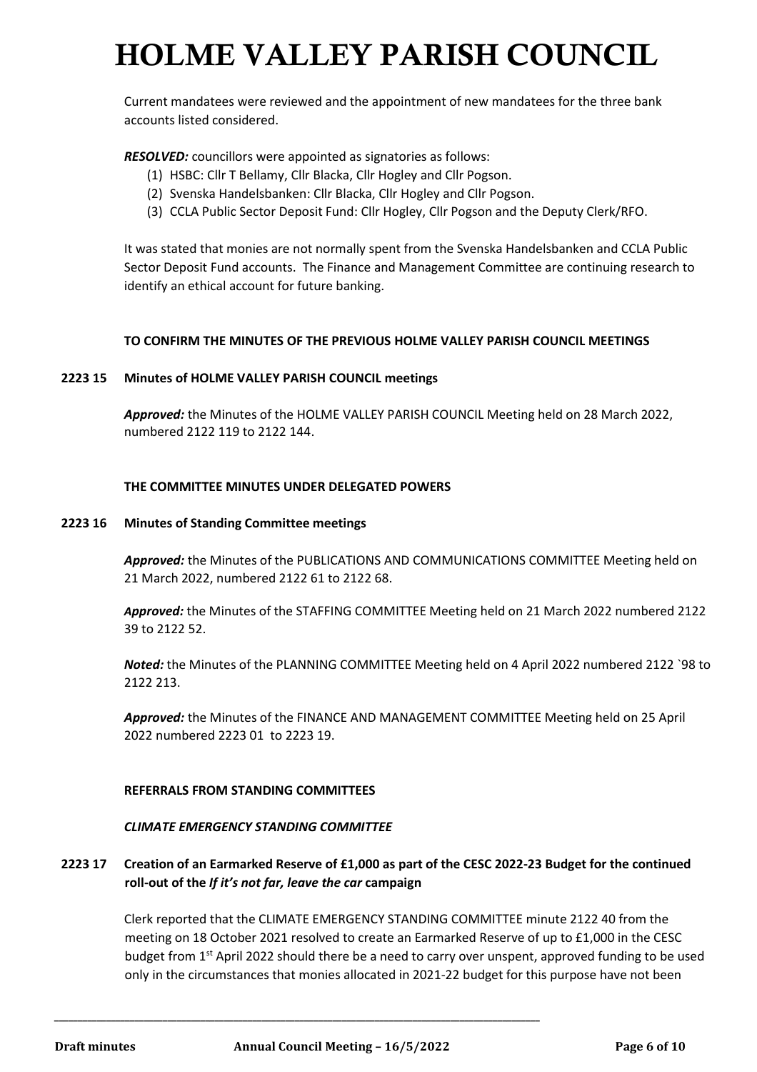Current mandatees were reviewed and the appointment of new mandatees for the three bank accounts listed considered.

***RESOLVED:*** councillors were appointed as signatories as follows:

(1) HSBC: Cllr T Bellamy, Cllr Blacka, Cllr Hogley and Cllr Pogson.
(2) Svenska Handelsbanken: Cllr Blacka, Cllr Hogley and Cllr Pogson.
(3) CCLA Public Sector Deposit Fund: Cllr Hogley, Cllr Pogson and the Deputy Clerk/RFO.

It was stated that monies are not normally spent from the Svenska Handelsbanken and CCLA Public Sector Deposit Fund accounts. The Finance and Management Committee are continuing research to identify an ethical account for future banking.

**TO CONFIRM THE MINUTES OF THE PREVIOUS HOLME VALLEY PARISH COUNCIL MEETINGS**

**2223 15 Minutes of HOLME VALLEY PARISH COUNCIL meetings**

***Approved:*** the Minutes of the HOLME VALLEY PARISH COUNCIL Meeting held on 28 March 2022, numbered 2122 119 to 2122 144.

**THE COMMITTEE MINUTES UNDER DELEGATED POWERS**

**2223 16 Minutes of Standing Committee meetings**

***Approved:*** the Minutes of the PUBLICATIONS AND COMMUNICATIONS COMMITTEE Meeting held on 21 March 2022, numbered 2122 61 to 2122 68.

***Approved:*** the Minutes of the STAFFING COMMITTEE Meeting held on 21 March 2022 numbered 2122 39 to 2122 52.

***Noted:*** the Minutes of the PLANNING COMMITTEE Meeting held on 4 April 2022 numbered 2122 `98 to 2122 213.

***Approved:*** the Minutes of the FINANCE AND MANAGEMENT COMMITTEE Meeting held on 25 April 2022 numbered 2223 01 to 2223 19.

**REFERRALS FROM STANDING COMMITTEES**

***CLIMATE EMERGENCY STANDING COMMITTEE***

**2223 17 Creation of an Earmarked Reserve of £1,000 as part of the CESC 2022-23 Budget for the continued roll-out of the *If it's not far, leave the car* campaign**

Clerk reported that the CLIMATE EMERGENCY STANDING COMMITTEE minute 2122 40 from the meeting on 18 October 2021 resolved to create an Earmarked Reserve of up to £1,000 in the CESC budget from 1st April 2022 should there be a need to carry over unspent, approved funding to be used only in the circumstances that monies allocated in 2021-22 budget for this purpose have not been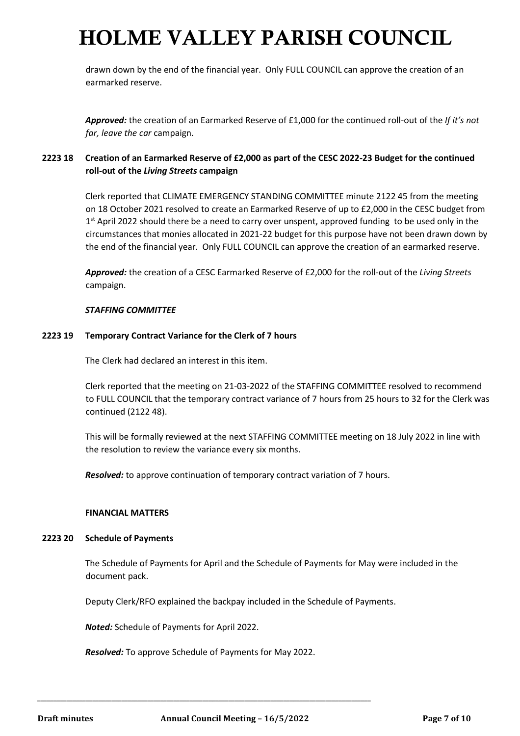drawn down by the end of the financial year. Only FULL COUNCIL can approve the creation of an earmarked reserve.

***Approved:*** the creation of an Earmarked Reserve of £1,000 for the continued roll-out of the *If it's not far, leave the car* campaign.

**2223 18 Creation of an Earmarked Reserve of £2,000 as part of the CESC 2022-23 Budget for the continued roll-out of the *Living Streets* campaign**

Clerk reported that CLIMATE EMERGENCY STANDING COMMITTEE minute 2122 45 from the meeting on 18 October 2021 resolved to create an Earmarked Reserve of up to £2,000 in the CESC budget from 1st April 2022 should there be a need to carry over unspent, approved funding to be used only in the circumstances that monies allocated in 2021-22 budget for this purpose have not been drawn down by the end of the financial year. Only FULL COUNCIL can approve the creation of an earmarked reserve.

***Approved:*** the creation of a CESC Earmarked Reserve of £2,000 for the roll-out of the *Living Streets* campaign.

***STAFFING COMMITTEE***

**2223 19 Temporary Contract Variance for the Clerk of 7 hours**

The Clerk had declared an interest in this item.

Clerk reported that the meeting on 21-03-2022 of the STAFFING COMMITTEE resolved to recommend to FULL COUNCIL that the temporary contract variance of 7 hours from 25 hours to 32 for the Clerk was continued (2122 48).

This will be formally reviewed at the next STAFFING COMMITTEE meeting on 18 July 2022 in line with the resolution to review the variance every six months.

***Resolved:*** to approve continuation of temporary contract variation of 7 hours.

**FINANCIAL MATTERS**

**2223 20 Schedule of Payments**

The Schedule of Payments for April and the Schedule of Payments for May were included in the document pack.

Deputy Clerk/RFO explained the backpay included in the Schedule of Payments.

***Noted:*** Schedule of Payments for April 2022.

***Resolved:*** To approve Schedule of Payments for May 2022.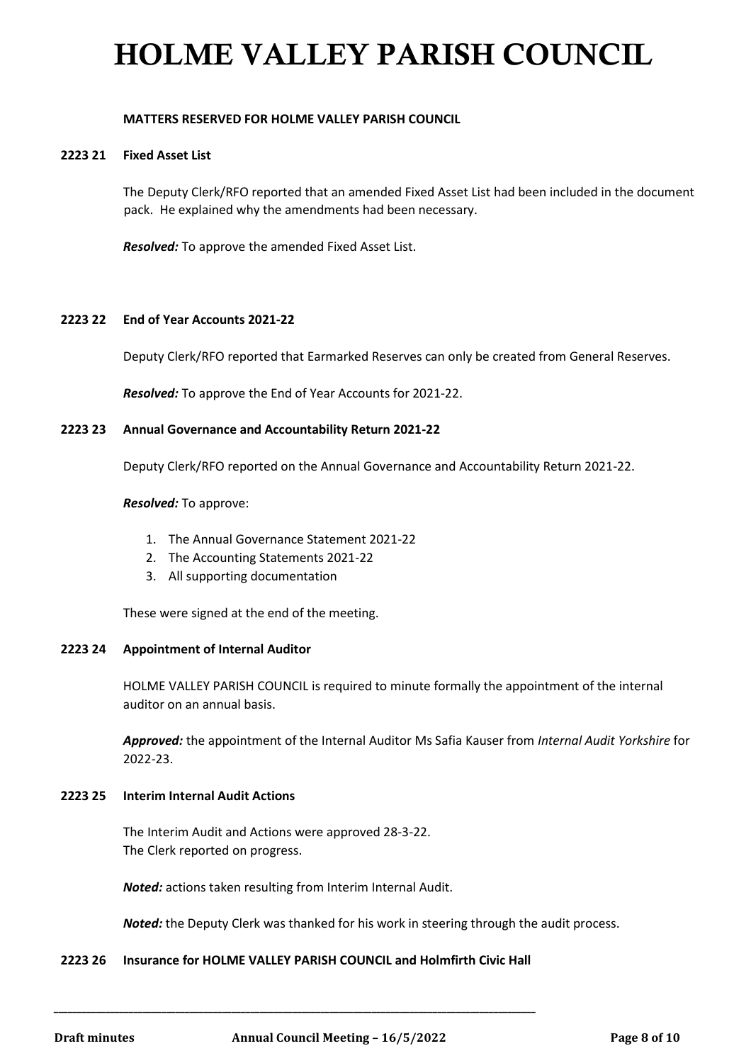# HOLME VALLEY PARISH COUNCIL

**MATTERS RESERVED FOR HOLME VALLEY PARISH COUNCIL**

**2223 21 Fixed Asset List**

The Deputy Clerk/RFO reported that an amended Fixed Asset List had been included in the document pack. He explained why the amendments had been necessary.

***Resolved:*** To approve the amended Fixed Asset List.

**2223 22 End of Year Accounts 2021-22**

Deputy Clerk/RFO reported that Earmarked Reserves can only be created from General Reserves.

***Resolved:*** To approve the End of Year Accounts for 2021-22.

**2223 23 Annual Governance and Accountability Return 2021-22**

Deputy Clerk/RFO reported on the Annual Governance and Accountability Return 2021-22.

***Resolved:*** To approve:

1. The Annual Governance Statement 2021-22
2. The Accounting Statements 2021-22
3. All supporting documentation

These were signed at the end of the meeting.

**2223 24 Appointment of Internal Auditor**

HOLME VALLEY PARISH COUNCIL is required to minute formally the appointment of the internal auditor on an annual basis.

***Approved:*** the appointment of the Internal Auditor Ms Safia Kauser from *Internal Audit Yorkshire* for 2022-23.

**2223 25 Interim Internal Audit Actions**

The Interim Audit and Actions were approved 28-3-22.
The Clerk reported on progress.

***Noted:*** actions taken resulting from Interim Internal Audit.

***Noted:*** the Deputy Clerk was thanked for his work in steering through the audit process.

**2223 26 Insurance for HOLME VALLEY PARISH COUNCIL and Holmfirth Civic Hall**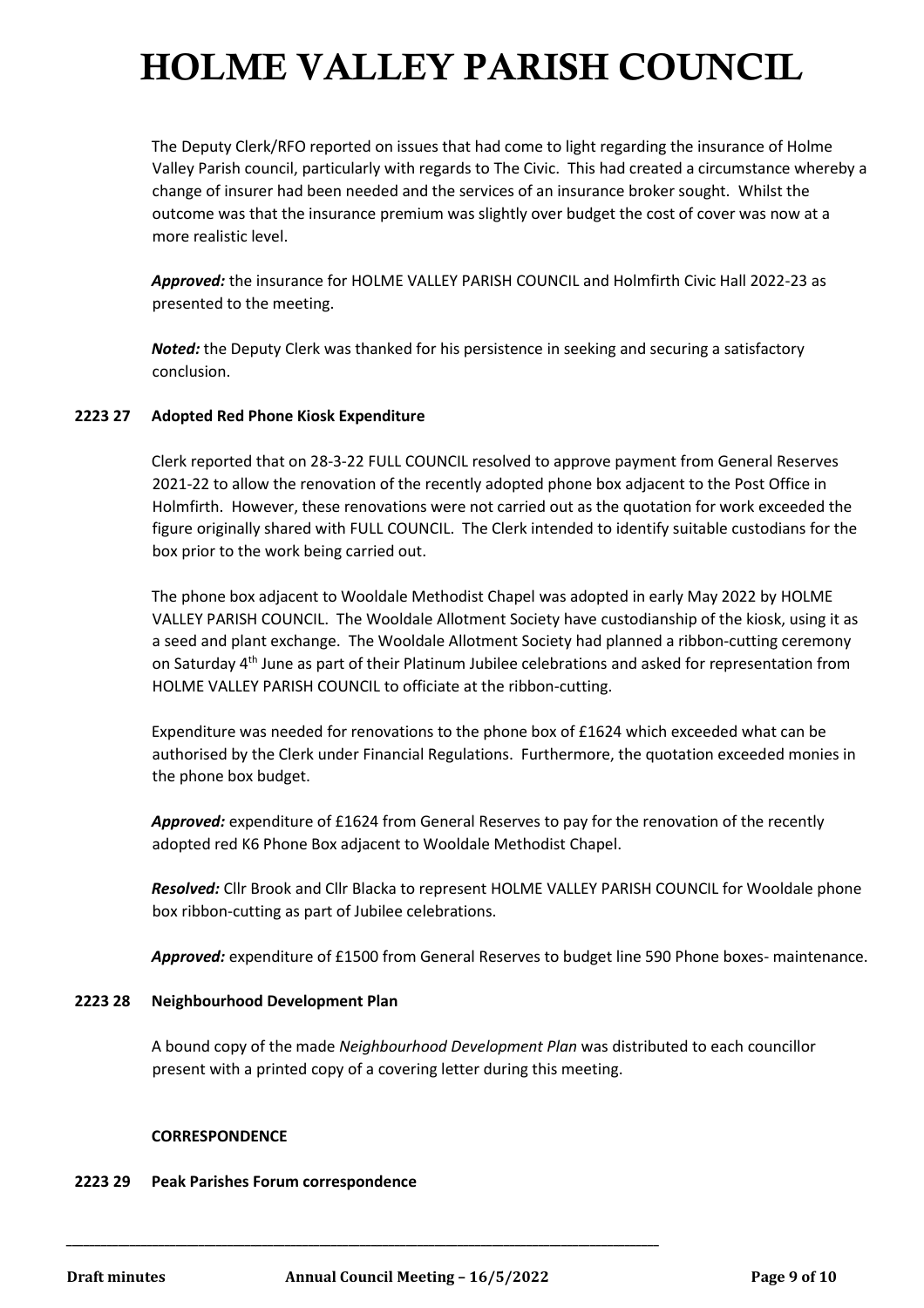The Deputy Clerk/RFO reported on issues that had come to light regarding the insurance of Holme Valley Parish council, particularly with regards to The Civic. This had created a circumstance whereby a change of insurer had been needed and the services of an insurance broker sought. Whilst the outcome was that the insurance premium was slightly over budget the cost of cover was now at a more realistic level.

***Approved:*** the insurance for HOLME VALLEY PARISH COUNCIL and Holmfirth Civic Hall 2022-23 as presented to the meeting.

***Noted:*** the Deputy Clerk was thanked for his persistence in seeking and securing a satisfactory conclusion.

**2223 27 Adopted Red Phone Kiosk Expenditure**

Clerk reported that on 28-3-22 FULL COUNCIL resolved to approve payment from General Reserves 2021-22 to allow the renovation of the recently adopted phone box adjacent to the Post Office in Holmfirth. However, these renovations were not carried out as the quotation for work exceeded the figure originally shared with FULL COUNCIL. The Clerk intended to identify suitable custodians for the box prior to the work being carried out.

The phone box adjacent to Wooldale Methodist Chapel was adopted in early May 2022 by HOLME VALLEY PARISH COUNCIL. The Wooldale Allotment Society have custodianship of the kiosk, using it as a seed and plant exchange. The Wooldale Allotment Society had planned a ribbon-cutting ceremony on Saturday 4th June as part of their Platinum Jubilee celebrations and asked for representation from HOLME VALLEY PARISH COUNCIL to officiate at the ribbon-cutting.

Expenditure was needed for renovations to the phone box of £1624 which exceeded what can be authorised by the Clerk under Financial Regulations. Furthermore, the quotation exceeded monies in the phone box budget.

***Approved:*** expenditure of £1624 from General Reserves to pay for the renovation of the recently adopted red K6 Phone Box adjacent to Wooldale Methodist Chapel.

***Resolved:*** Cllr Brook and Cllr Blacka to represent HOLME VALLEY PARISH COUNCIL for Wooldale phone box ribbon-cutting as part of Jubilee celebrations.

***Approved:*** expenditure of £1500 from General Reserves to budget line 590 Phone boxes- maintenance.

**2223 28 Neighbourhood Development Plan**

A bound copy of the made *Neighbourhood Development Plan* was distributed to each councillor present with a printed copy of a covering letter during this meeting.

**CORRESPONDENCE**

**2223 29 Peak Parishes Forum correspondence**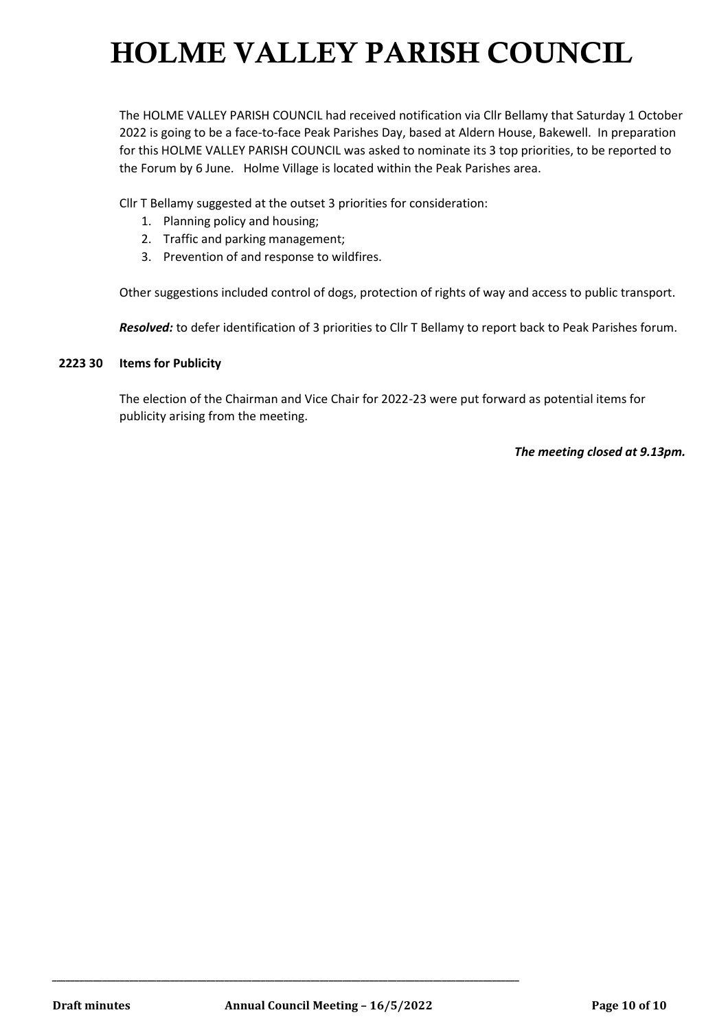# HOLME VALLEY PARISH COUNCIL

The HOLME VALLEY PARISH COUNCIL had received notification via Cllr Bellamy that Saturday 1 October 2022 is going to be a face-to-face Peak Parishes Day, based at Aldern House, Bakewell. In preparation for this HOLME VALLEY PARISH COUNCIL was asked to nominate its 3 top priorities, to be reported to the Forum by 6 June. Holme Village is located within the Peak Parishes area.

Cllr T Bellamy suggested at the outset 3 priorities for consideration:

1. Planning policy and housing;
2. Traffic and parking management;
3. Prevention of and response to wildfires.

Other suggestions included control of dogs, protection of rights of way and access to public transport.

***Resolved:*** to defer identification of 3 priorities to Cllr T Bellamy to report back to Peak Parishes forum.

**2223 30 Items for Publicity**

The election of the Chairman and Vice Chair for 2022-23 were put forward as potential items for publicity arising from the meeting.

***The meeting closed at 9.13pm.***